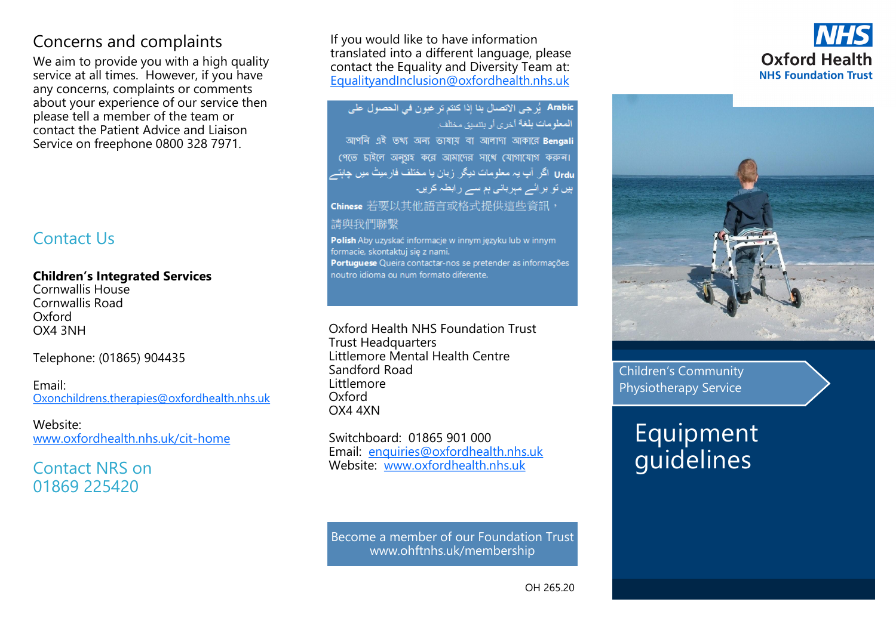## Concerns and complaints

We aim to provide you with a high quality service at all times. However, if you have any concerns, complaints or comments about your experience of our service then please tell a member of the team or contact the Patient Advice and Liaison Service on freephone 0800 328 7971.

## Contact Us

**Children's Integrated Services**
Cornwallis House
Cornwallis Road
Oxford
OX4 3NH

Telephone: (01865) 904435

Email:
Oxonchildrens.therapies@oxfordhealth.nhs.uk

Website:
www.oxfordhealth.nhs.uk/cit-home

## Contact NRS on 01869 225420

If you would like to have information translated into a different language, please contact the Equality and Diversity Team at: EqualityandInclusion@oxfordhealth.nhs.uk

**Arabic** يُرجى الاتصال بنا إذا كنتم ترغبون في الحصول على المعلومات بلغة أخرى أو بتنسيق مختلف.
**Bengali** আপনি এই তথ্য অন্য ভাষায় বা আলাদা আকারে পেতে চাইলে অনুগ্রহ করে আমাদের সাথে যোগাযোগ করুন।
**Urdu** اگر آپ یہ معلومات دیگر زبان یا مختلف فارمیٹ میں چاہتے ہیں تو برائے مہربانی ہم سے رابطہ کریں۔
**Chinese** 若要以其他語言或格式提供這些資訊，請與我們聯繫
**Polish** Aby uzyskać informacje w innym języku lub w innym formacie, skontaktuj się z nami.
**Portuguese** Queira contactar-nos se pretender as informações noutro idioma ou num formato diferente.

Oxford Health NHS Foundation Trust
Trust Headquarters
Littlemore Mental Health Centre
Sandford Road
Littlemore
Oxford
OX4 4XN

Switchboard: 01865 901 000
Email: enquiries@oxfordhealth.nhs.uk
Website: www.oxfordhealth.nhs.uk

Become a member of our Foundation Trust
www.ohftnhs.uk/membership

OH 265.20

**NHS**
**Oxford Health**
**NHS Foundation Trust**

Children's Community Physiotherapy Service

# Equipment guidelines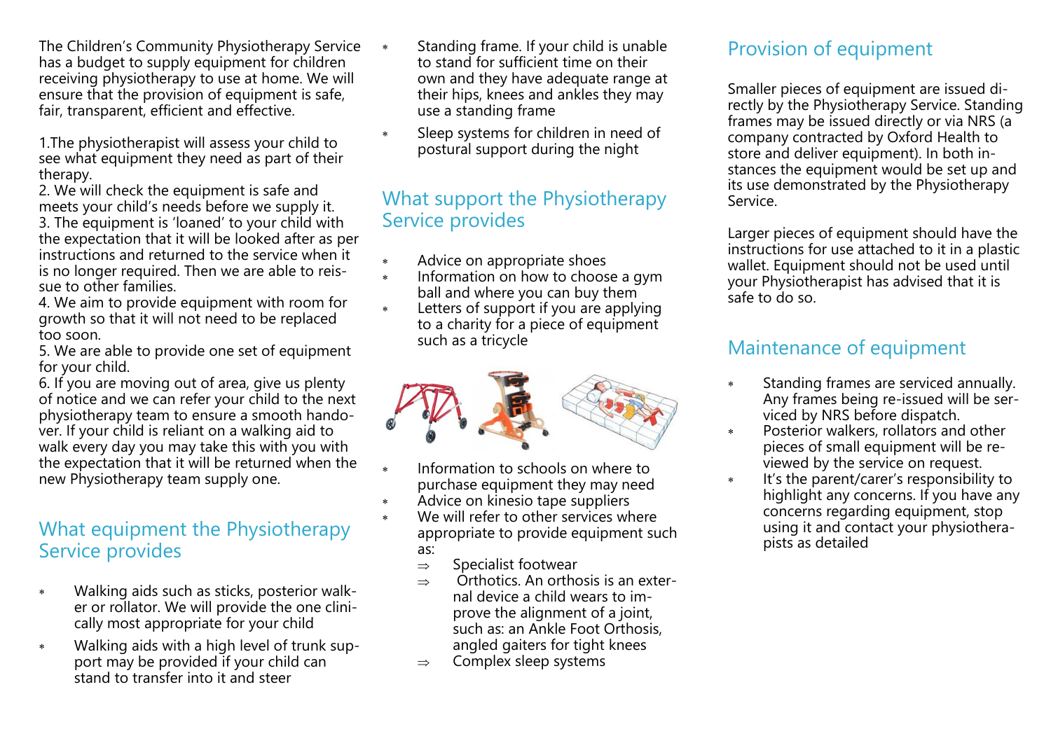The Children's Community Physiotherapy Service has a budget to supply equipment for children receiving physiotherapy to use at home. We will ensure that the provision of equipment is safe, fair, transparent, efficient and effective.

1. The physiotherapist will assess your child to see what equipment they need as part of their therapy.
2. We will check the equipment is safe and meets your child's needs before we supply it.
3. The equipment is 'loaned' to your child with the expectation that it will be looked after as per instructions and returned to the service when it is no longer required. Then we are able to reissue to other families.
4. We aim to provide equipment with room for growth so that it will not need to be replaced too soon.
5. We are able to provide one set of equipment for your child.
6. If you are moving out of area, give us plenty of notice and we can refer your child to the next physiotherapy team to ensure a smooth handover. If your child is reliant on a walking aid to walk every day you may take this with you with the expectation that it will be returned when the new Physiotherapy team supply one.

## What equipment the Physiotherapy Service provides

- Walking aids such as sticks, posterior walker or rollator. We will provide the one clinically most appropriate for your child
- Walking aids with a high level of trunk support may be provided if your child can stand to transfer into it and steer
- Standing frame. If your child is unable to stand for sufficient time on their own and they have adequate range at their hips, knees and ankles they may use a standing frame
- Sleep systems for children in need of postural support during the night

## What support the Physiotherapy Service provides

- Advice on appropriate shoes
- Information on how to choose a gym ball and where you can buy them
- Letters of support if you are applying to a charity for a piece of equipment such as a tricycle
- Information to schools on where to purchase equipment they may need
- Advice on kinesio tape suppliers
- We will refer to other services where appropriate to provide equipment such as:
  - ⇒ Specialist footwear
  - ⇒ Orthotics. An orthosis is an external device a child wears to improve the alignment of a joint, such as: an Ankle Foot Orthosis, angled gaiters for tight knees
  - ⇒ Complex sleep systems

## Provision of equipment

Smaller pieces of equipment are issued directly by the Physiotherapy Service. Standing frames may be issued directly or via NRS (a company contracted by Oxford Health to store and deliver equipment). In both instances the equipment would be set up and its use demonstrated by the Physiotherapy Service.

Larger pieces of equipment should have the instructions for use attached to it in a plastic wallet. Equipment should not be used until your Physiotherapist has advised that it is safe to do so.

## Maintenance of equipment

- Standing frames are serviced annually. Any frames being re-issued will be serviced by NRS before dispatch.
- Posterior walkers, rollators and other pieces of small equipment will be reviewed by the service on request.
- It's the parent/carer's responsibility to highlight any concerns. If you have any concerns regarding equipment, stop using it and contact your physiotherapists as detailed